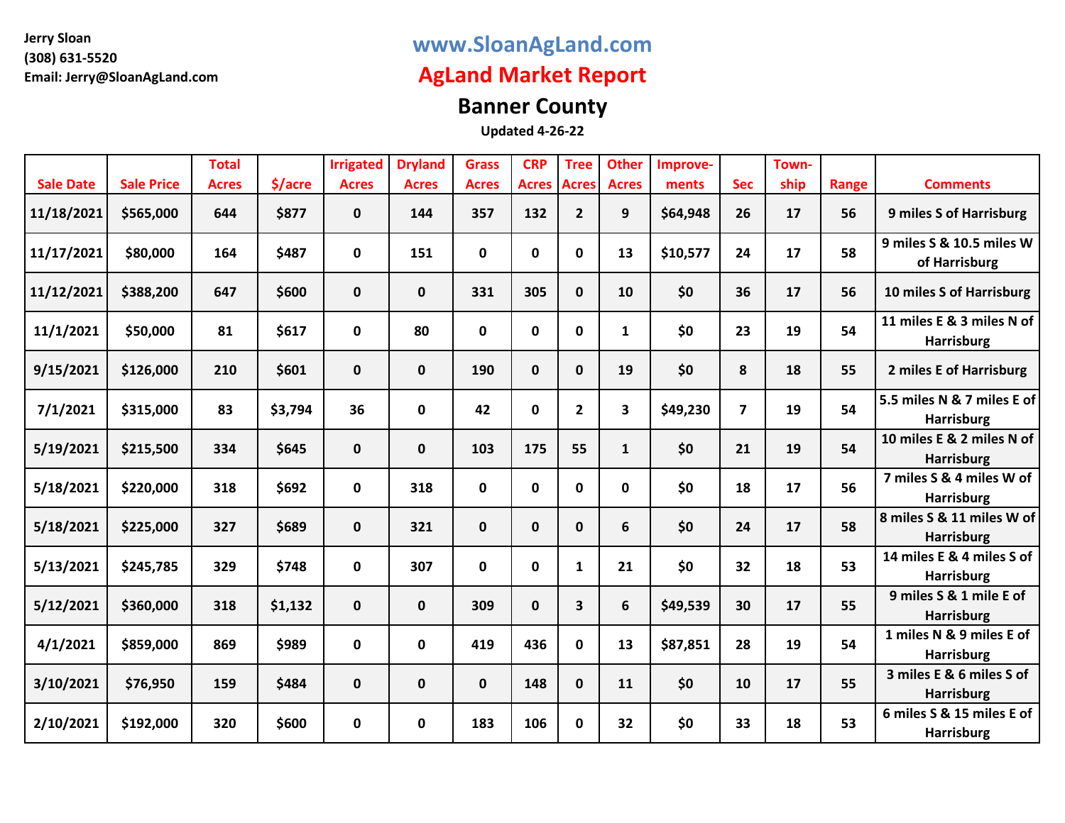**Jerry Sloan**
**(308) 631-5520**
**Email: Jerry@SloanAgLand.com**

**www.SloanAgLand.com**

# AgLand Market Report

## Banner County

**Updated 4-26-22**

| Sale Date | Sale Price | Total Acres | $/acre | Irrigated Acres | Dryland Acres | Grass Acres | CRP Acres | Tree Acres | Other Acres | Improve-ments | Sec | Town-ship | Range | Comments |
|---|---|---|---|---|---|---|---|---|---|---|---|---|---|---|
| 11/18/2021 | $565,000 | 644 | $877 | 0 | 144 | 357 | 132 | 2 | 9 | $64,948 | 26 | 17 | 56 | 9 miles S of Harrisburg |
| 11/17/2021 | $80,000 | 164 | $487 | 0 | 151 | 0 | 0 | 0 | 13 | $10,577 | 24 | 17 | 58 | 9 miles S & 10.5 miles W of Harrisburg |
| 11/12/2021 | $388,200 | 647 | $600 | 0 | 0 | 331 | 305 | 0 | 10 | $0 | 36 | 17 | 56 | 10 miles S of Harrisburg |
| 11/1/2021 | $50,000 | 81 | $617 | 0 | 80 | 0 | 0 | 0 | 1 | $0 | 23 | 19 | 54 | 11 miles E & 3 miles N of Harrisburg |
| 9/15/2021 | $126,000 | 210 | $601 | 0 | 0 | 190 | 0 | 0 | 19 | $0 | 8 | 18 | 55 | 2 miles E of Harrisburg |
| 7/1/2021 | $315,000 | 83 | $3,794 | 36 | 0 | 42 | 0 | 2 | 3 | $49,230 | 7 | 19 | 54 | 5.5 miles N & 7 miles E of Harrisburg |
| 5/19/2021 | $215,500 | 334 | $645 | 0 | 0 | 103 | 175 | 55 | 1 | $0 | 21 | 19 | 54 | 10 miles E & 2 miles N of Harrisburg |
| 5/18/2021 | $220,000 | 318 | $692 | 0 | 318 | 0 | 0 | 0 | 0 | $0 | 18 | 17 | 56 | 7 miles S & 4 miles W of Harrisburg |
| 5/18/2021 | $225,000 | 327 | $689 | 0 | 321 | 0 | 0 | 0 | 6 | $0 | 24 | 17 | 58 | 8 miles S & 11 miles W of Harrisburg |
| 5/13/2021 | $245,785 | 329 | $748 | 0 | 307 | 0 | 0 | 1 | 21 | $0 | 32 | 18 | 53 | 14 miles E & 4 miles S of Harrisburg |
| 5/12/2021 | $360,000 | 318 | $1,132 | 0 | 0 | 309 | 0 | 3 | 6 | $49,539 | 30 | 17 | 55 | 9 miles S & 1 mile E of Harrisburg |
| 4/1/2021 | $859,000 | 869 | $989 | 0 | 0 | 419 | 436 | 0 | 13 | $87,851 | 28 | 19 | 54 | 1 miles N & 9 miles E of Harrisburg |
| 3/10/2021 | $76,950 | 159 | $484 | 0 | 0 | 0 | 148 | 0 | 11 | $0 | 10 | 17 | 55 | 3 miles E & 6 miles S of Harrisburg |
| 2/10/2021 | $192,000 | 320 | $600 | 0 | 0 | 183 | 106 | 0 | 32 | $0 | 33 | 18 | 53 | 6 miles S & 15 miles E of Harrisburg |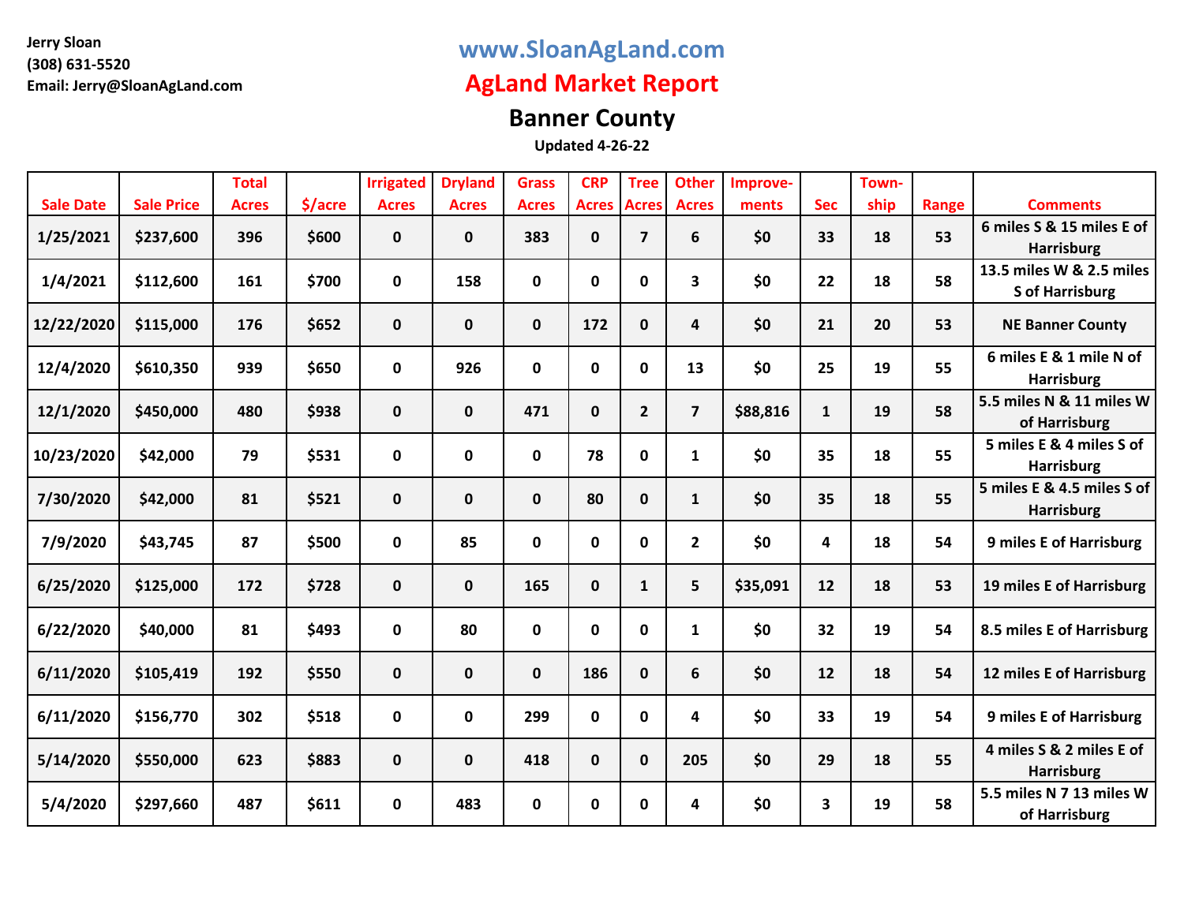Jerry Sloan
(308) 631-5520
Email: Jerry@SloanAgLand.com

# www.SloanAgLand.com

# AgLand Market Report

## Banner County

**Updated 4-26-22**

| Sale Date | Sale Price | Total Acres | $/acre | Irrigated Acres | Dryland Acres | Grass Acres | CRP Acres | Tree Acres | Other Acres | Improve-ments | Sec | Town-ship | Range | Comments |
|---|---|---|---|---|---|---|---|---|---|---|---|---|---|---|
| 1/25/2021 | $237,600 | 396 | $600 | 0 | 0 | 383 | 0 | 7 | 6 | $0 | 33 | 18 | 53 | 6 miles S & 15 miles E of Harrisburg |
| 1/4/2021 | $112,600 | 161 | $700 | 0 | 158 | 0 | 0 | 0 | 3 | $0 | 22 | 18 | 58 | 13.5 miles W & 2.5 miles S of Harrisburg |
| 12/22/2020 | $115,000 | 176 | $652 | 0 | 0 | 0 | 172 | 0 | 4 | $0 | 21 | 20 | 53 | NE Banner County |
| 12/4/2020 | $610,350 | 939 | $650 | 0 | 926 | 0 | 0 | 0 | 13 | $0 | 25 | 19 | 55 | 6 miles E & 1 mile N of Harrisburg |
| 12/1/2020 | $450,000 | 480 | $938 | 0 | 0 | 471 | 0 | 2 | 7 | $88,816 | 1 | 19 | 58 | 5.5 miles N & 11 miles W of Harrisburg |
| 10/23/2020 | $42,000 | 79 | $531 | 0 | 0 | 0 | 78 | 0 | 1 | $0 | 35 | 18 | 55 | 5 miles E & 4 miles S of Harrisburg |
| 7/30/2020 | $42,000 | 81 | $521 | 0 | 0 | 0 | 80 | 0 | 1 | $0 | 35 | 18 | 55 | 5 miles E & 4.5 miles S of Harrisburg |
| 7/9/2020 | $43,745 | 87 | $500 | 0 | 85 | 0 | 0 | 0 | 2 | $0 | 4 | 18 | 54 | 9 miles E of Harrisburg |
| 6/25/2020 | $125,000 | 172 | $728 | 0 | 0 | 165 | 0 | 1 | 5 | $35,091 | 12 | 18 | 53 | 19 miles E of Harrisburg |
| 6/22/2020 | $40,000 | 81 | $493 | 0 | 80 | 0 | 0 | 0 | 1 | $0 | 32 | 19 | 54 | 8.5 miles E of Harrisburg |
| 6/11/2020 | $105,419 | 192 | $550 | 0 | 0 | 0 | 186 | 0 | 6 | $0 | 12 | 18 | 54 | 12 miles E of Harrisburg |
| 6/11/2020 | $156,770 | 302 | $518 | 0 | 0 | 299 | 0 | 0 | 4 | $0 | 33 | 19 | 54 | 9 miles E of Harrisburg |
| 5/14/2020 | $550,000 | 623 | $883 | 0 | 0 | 418 | 0 | 0 | 205 | $0 | 29 | 18 | 55 | 4 miles S & 2 miles E of Harrisburg |
| 5/4/2020 | $297,660 | 487 | $611 | 0 | 483 | 0 | 0 | 0 | 4 | $0 | 3 | 19 | 58 | 5.5 miles N 7 13 miles W of Harrisburg |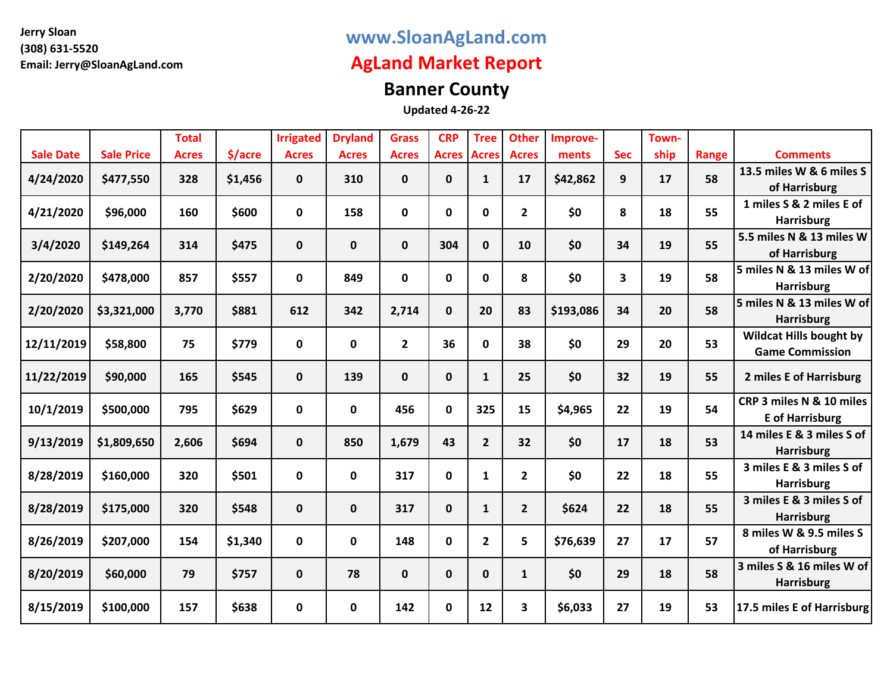**Jerry Sloan**
**(308) 631-5520**
**Email: Jerry@SloanAgLand.com**

# www.SloanAgLand.com

# AgLand Market Report

## Banner County

**Updated 4-26-22**

| Sale Date | Sale Price | Total Acres | $/acre | Irrigated Acres | Dryland Acres | Grass Acres | CRP Acres | Tree Acres | Other Acres | Improve-ments | Sec | Town-ship | Range | Comments |
|---|---|---|---|---|---|---|---|---|---|---|---|---|---|---|
| 4/24/2020 | $477,550 | 328 | $1,456 | 0 | 310 | 0 | 0 | 1 | 17 | $42,862 | 9 | 17 | 58 | 13.5 miles W & 6 miles S of Harrisburg |
| 4/21/2020 | $96,000 | 160 | $600 | 0 | 158 | 0 | 0 | 0 | 2 | $0 | 8 | 18 | 55 | 1 miles S & 2 miles E of Harrisburg |
| 3/4/2020 | $149,264 | 314 | $475 | 0 | 0 | 0 | 304 | 0 | 10 | $0 | 34 | 19 | 55 | 5.5 miles N & 13 miles W of Harrisburg |
| 2/20/2020 | $478,000 | 857 | $557 | 0 | 849 | 0 | 0 | 0 | 8 | $0 | 3 | 19 | 58 | 5 miles N & 13 miles W of Harrisburg |
| 2/20/2020 | $3,321,000 | 3,770 | $881 | 612 | 342 | 2,714 | 0 | 20 | 83 | $193,086 | 34 | 20 | 58 | 5 miles N & 13 miles W of Harrisburg |
| 12/11/2019 | $58,800 | 75 | $779 | 0 | 0 | 2 | 36 | 0 | 38 | $0 | 29 | 20 | 53 | Wildcat Hills bought by Game Commission |
| 11/22/2019 | $90,000 | 165 | $545 | 0 | 139 | 0 | 0 | 1 | 25 | $0 | 32 | 19 | 55 | 2 miles E of Harrisburg |
| 10/1/2019 | $500,000 | 795 | $629 | 0 | 0 | 456 | 0 | 325 | 15 | $4,965 | 22 | 19 | 54 | CRP 3 miles N & 10 miles E of Harrisburg |
| 9/13/2019 | $1,809,650 | 2,606 | $694 | 0 | 850 | 1,679 | 43 | 2 | 32 | $0 | 17 | 18 | 53 | 14 miles E & 3 miles S of Harrisburg |
| 8/28/2019 | $160,000 | 320 | $501 | 0 | 0 | 317 | 0 | 1 | 2 | $0 | 22 | 18 | 55 | 3 miles E & 3 miles S of Harrisburg |
| 8/28/2019 | $175,000 | 320 | $548 | 0 | 0 | 317 | 0 | 1 | 2 | $624 | 22 | 18 | 55 | 3 miles E & 3 miles S of Harrisburg |
| 8/26/2019 | $207,000 | 154 | $1,340 | 0 | 0 | 148 | 0 | 2 | 5 | $76,639 | 27 | 17 | 57 | 8 miles W & 9.5 miles S of Harrisburg |
| 8/20/2019 | $60,000 | 79 | $757 | 0 | 78 | 0 | 0 | 0 | 1 | $0 | 29 | 18 | 58 | 3 miles S & 16 miles W of Harrisburg |
| 8/15/2019 | $100,000 | 157 | $638 | 0 | 0 | 142 | 0 | 12 | 3 | $6,033 | 27 | 19 | 53 | 17.5 miles E of Harrisburg |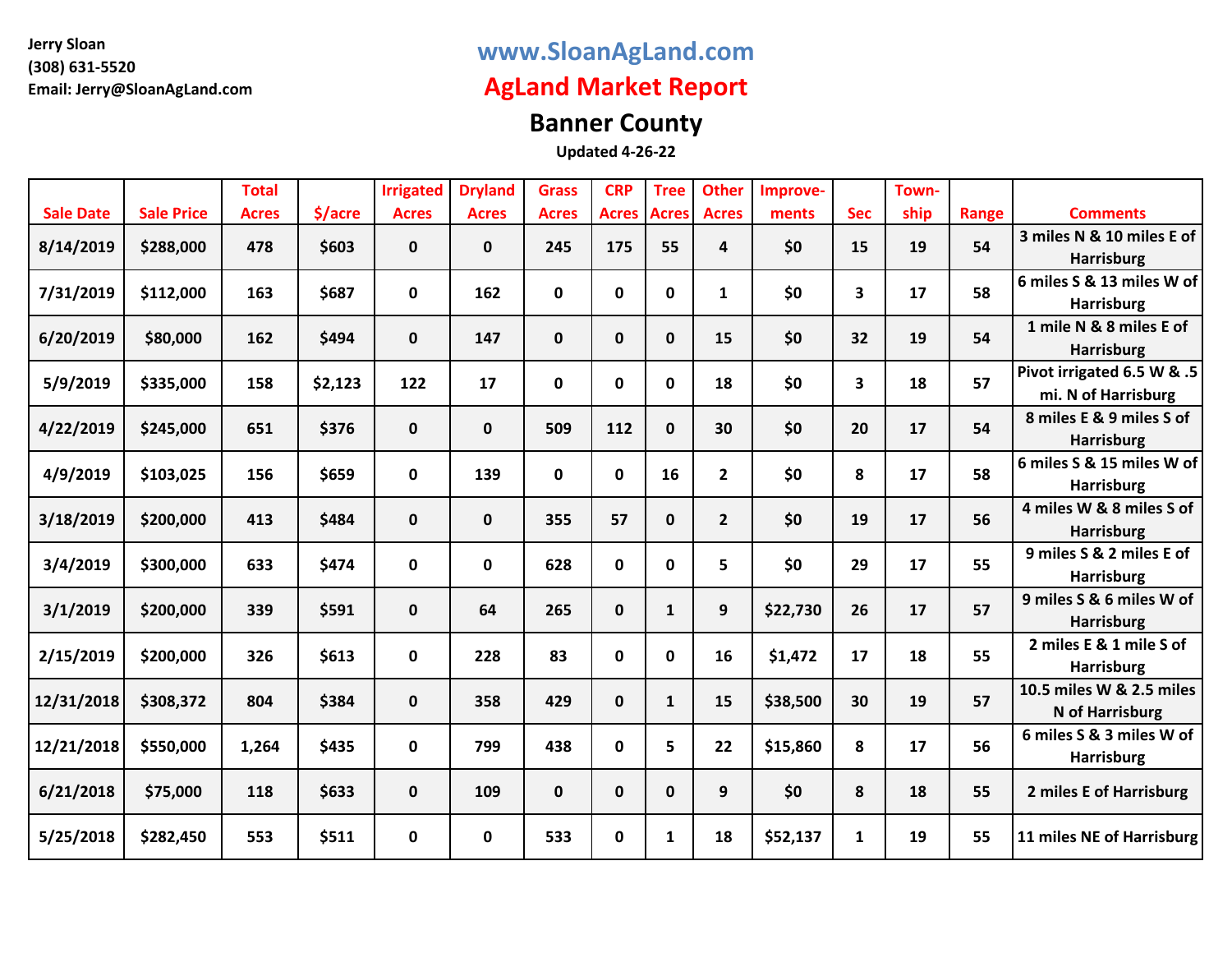Jerry Sloan
(308) 631-5520
Email: Jerry@SloanAgLand.com

# www.SloanAgLand.com

# AgLand Market Report

## Banner County

**Updated 4-26-22**

| Sale Date | Sale Price | Total Acres | $/acre | Irrigated Acres | Dryland Acres | Grass Acres | CRP Acres | Tree Acres | Other Acres | Improve-ments | Sec | Town-ship | Range | Comments |
|---|---|---|---|---|---|---|---|---|---|---|---|---|---|---|
| 8/14/2019 | $288,000 | 478 | $603 | 0 | 0 | 245 | 175 | 55 | 4 | $0 | 15 | 19 | 54 | 3 miles N & 10 miles E of Harrisburg |
| 7/31/2019 | $112,000 | 163 | $687 | 0 | 162 | 0 | 0 | 0 | 1 | $0 | 3 | 17 | 58 | 6 miles S & 13 miles W of Harrisburg |
| 6/20/2019 | $80,000 | 162 | $494 | 0 | 147 | 0 | 0 | 0 | 15 | $0 | 32 | 19 | 54 | 1 mile N & 8 miles E of Harrisburg |
| 5/9/2019 | $335,000 | 158 | $2,123 | 122 | 17 | 0 | 0 | 0 | 18 | $0 | 3 | 18 | 57 | Pivot irrigated 6.5 W & .5 mi. N of Harrisburg |
| 4/22/2019 | $245,000 | 651 | $376 | 0 | 0 | 509 | 112 | 0 | 30 | $0 | 20 | 17 | 54 | 8 miles E & 9 miles S of Harrisburg |
| 4/9/2019 | $103,025 | 156 | $659 | 0 | 139 | 0 | 0 | 16 | 2 | $0 | 8 | 17 | 58 | 6 miles S & 15 miles W of Harrisburg |
| 3/18/2019 | $200,000 | 413 | $484 | 0 | 0 | 355 | 57 | 0 | 2 | $0 | 19 | 17 | 56 | 4 miles W & 8 miles S of Harrisburg |
| 3/4/2019 | $300,000 | 633 | $474 | 0 | 0 | 628 | 0 | 0 | 5 | $0 | 29 | 17 | 55 | 9 miles S & 2 miles E of Harrisburg |
| 3/1/2019 | $200,000 | 339 | $591 | 0 | 64 | 265 | 0 | 1 | 9 | $22,730 | 26 | 17 | 57 | 9 miles S & 6 miles W of Harrisburg |
| 2/15/2019 | $200,000 | 326 | $613 | 0 | 228 | 83 | 0 | 0 | 16 | $1,472 | 17 | 18 | 55 | 2 miles E & 1 mile S of Harrisburg |
| 12/31/2018 | $308,372 | 804 | $384 | 0 | 358 | 429 | 0 | 1 | 15 | $38,500 | 30 | 19 | 57 | 10.5 miles W & 2.5 miles N of Harrisburg |
| 12/21/2018 | $550,000 | 1,264 | $435 | 0 | 799 | 438 | 0 | 5 | 22 | $15,860 | 8 | 17 | 56 | 6 miles S & 3 miles W of Harrisburg |
| 6/21/2018 | $75,000 | 118 | $633 | 0 | 109 | 0 | 0 | 0 | 9 | $0 | 8 | 18 | 55 | 2 miles E of Harrisburg |
| 5/25/2018 | $282,450 | 553 | $511 | 0 | 0 | 533 | 0 | 1 | 18 | $52,137 | 1 | 19 | 55 | 11 miles NE of Harrisburg |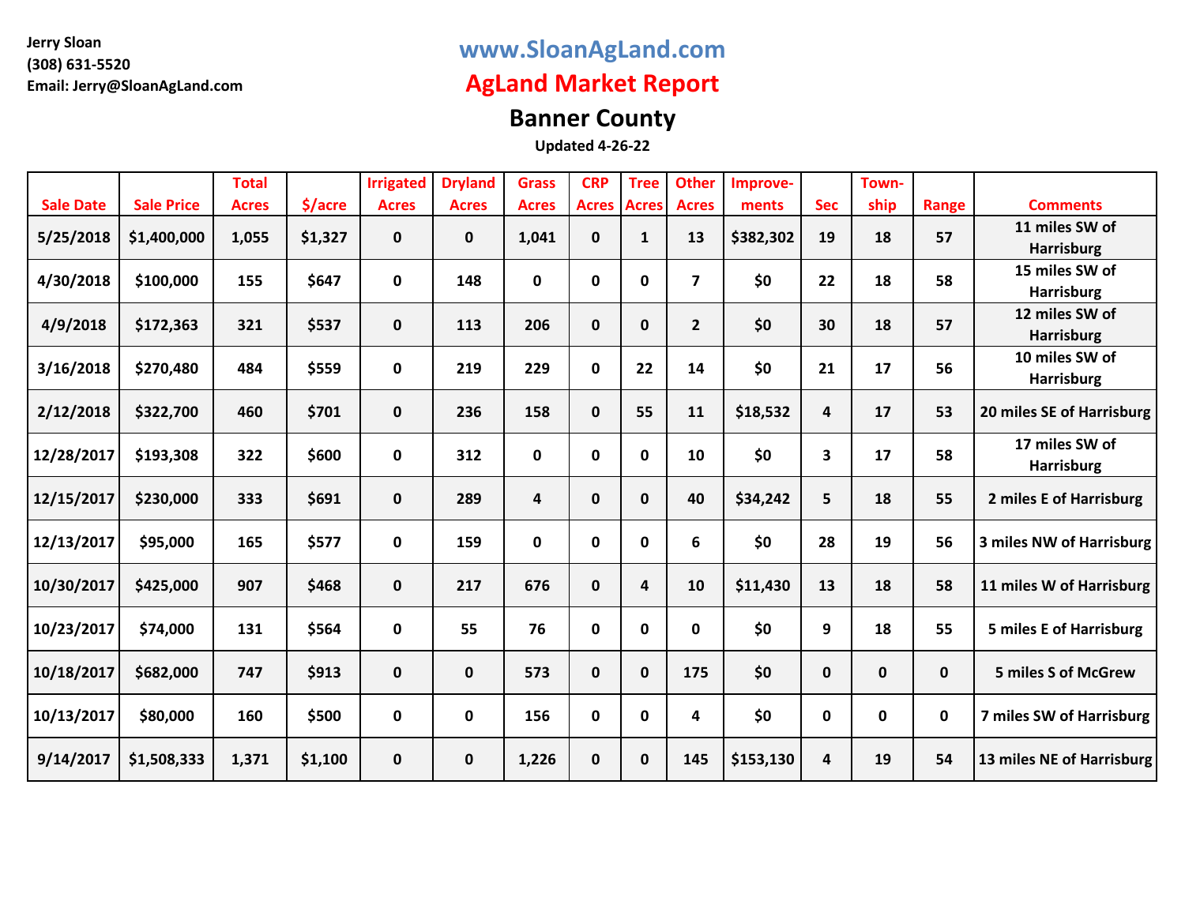Jerry Sloan
(308) 631-5520
Email: Jerry@SloanAgLand.com

# www.SloanAgLand.com

# AgLand Market Report

## Banner County

Updated 4-26-22

| Sale Date | Sale Price | Total Acres | $/acre | Irrigated Acres | Dryland Acres | Grass Acres | CRP Acres | Tree Acres | Other Acres | Improve-ments | Sec | Town-ship | Range | Comments |
|---|---|---|---|---|---|---|---|---|---|---|---|---|---|---|
| 5/25/2018 | $1,400,000 | 1,055 | $1,327 | 0 | 0 | 1,041 | 0 | 1 | 13 | $382,302 | 19 | 18 | 57 | 11 miles SW of Harrisburg |
| 4/30/2018 | $100,000 | 155 | $647 | 0 | 148 | 0 | 0 | 0 | 7 | $0 | 22 | 18 | 58 | 15 miles SW of Harrisburg |
| 4/9/2018 | $172,363 | 321 | $537 | 0 | 113 | 206 | 0 | 0 | 2 | $0 | 30 | 18 | 57 | 12 miles SW of Harrisburg |
| 3/16/2018 | $270,480 | 484 | $559 | 0 | 219 | 229 | 0 | 22 | 14 | $0 | 21 | 17 | 56 | 10 miles SW of Harrisburg |
| 2/12/2018 | $322,700 | 460 | $701 | 0 | 236 | 158 | 0 | 55 | 11 | $18,532 | 4 | 17 | 53 | 20 miles SE of Harrisburg |
| 12/28/2017 | $193,308 | 322 | $600 | 0 | 312 | 0 | 0 | 0 | 10 | $0 | 3 | 17 | 58 | 17 miles SW of Harrisburg |
| 12/15/2017 | $230,000 | 333 | $691 | 0 | 289 | 4 | 0 | 0 | 40 | $34,242 | 5 | 18 | 55 | 2 miles E of Harrisburg |
| 12/13/2017 | $95,000 | 165 | $577 | 0 | 159 | 0 | 0 | 0 | 6 | $0 | 28 | 19 | 56 | 3 miles NW of Harrisburg |
| 10/30/2017 | $425,000 | 907 | $468 | 0 | 217 | 676 | 0 | 4 | 10 | $11,430 | 13 | 18 | 58 | 11 miles W of Harrisburg |
| 10/23/2017 | $74,000 | 131 | $564 | 0 | 55 | 76 | 0 | 0 | 0 | $0 | 9 | 18 | 55 | 5 miles E of Harrisburg |
| 10/18/2017 | $682,000 | 747 | $913 | 0 | 0 | 573 | 0 | 0 | 175 | $0 | 0 | 0 | 0 | 5 miles S of McGrew |
| 10/13/2017 | $80,000 | 160 | $500 | 0 | 0 | 156 | 0 | 0 | 4 | $0 | 0 | 0 | 0 | 7 miles SW of Harrisburg |
| 9/14/2017 | $1,508,333 | 1,371 | $1,100 | 0 | 0 | 1,226 | 0 | 0 | 145 | $153,130 | 4 | 19 | 54 | 13 miles NE of Harrisburg |